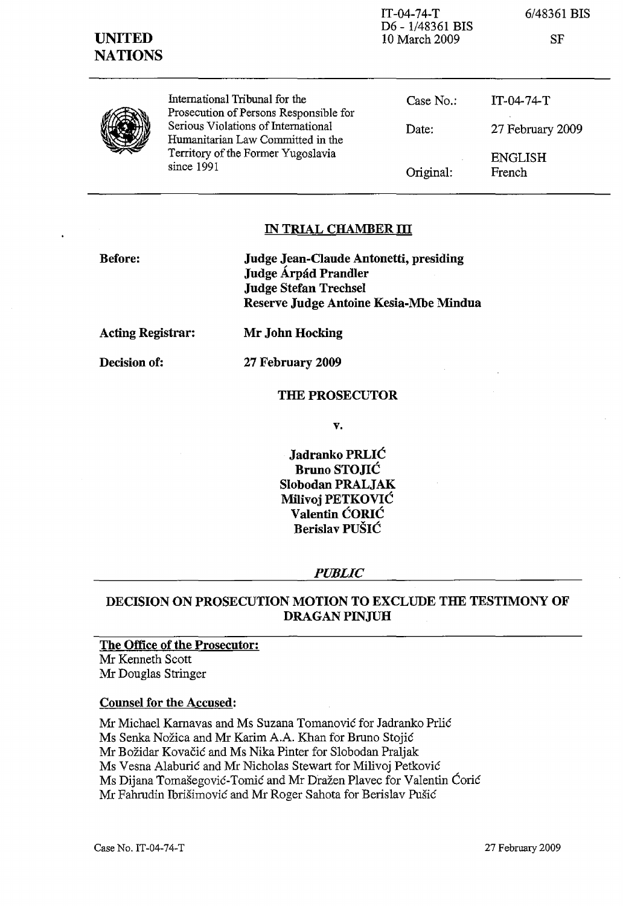IT-04-74-T
D6 - 1/48361 BIS
10 March 2009

6/48361 BIS

SF

**UNITED NATIONS**

International Tribunal for the Prosecution of Persons Responsible for Serious Violations of International Humanitarian Law Committed in the Territory of the Former Yugoslavia since 1991

| | |
|---|---|
| Case No.: | IT-04-74-T |
| Date: | 27 February 2009 |
| Original: | ENGLISH French |

## IN TRIAL CHAMBER III

**Before:**
**Judge Jean-Claude Antonetti, presiding**
**Judge Árpád Prandler**
**Judge Stefan Trechsel**
**Reserve Judge Antoine Kesia-Mbe Mindua**

**Acting Registrar:** **Mr John Hocking**

**Decision of:** **27 February 2009**

**THE PROSECUTOR**

**v.**

**Jadranko PRLIĆ**
**Bruno STOJIĆ**
**Slobodan PRALJAK**
**Milivoj PETKOVIĆ**
**Valentin ĆORIĆ**
**Berislav PUŠIĆ**

***PUBLIC***

## DECISION ON PROSECUTION MOTION TO EXCLUDE THE TESTIMONY OF DRAGAN PINJUH

**The Office of the Prosecutor:**
Mr Kenneth Scott
Mr Douglas Stringer

**Counsel for the Accused:**

Mr Michael Karnavas and Ms Suzana Tomanović for Jadranko Prlić
Ms Senka Nožica and Mr Karim A.A. Khan for Bruno Stojić
Mr Božidar Kovačić and Ms Nika Pinter for Slobodan Praljak
Ms Vesna Alaburić and Mr Nicholas Stewart for Milivoj Petković
Ms Dijana Tomašegović-Tomić and Mr Dražen Plavec for Valentin Ćorić
Mr Fahrudin Ibrišimović and Mr Roger Sahota for Berislav Pušić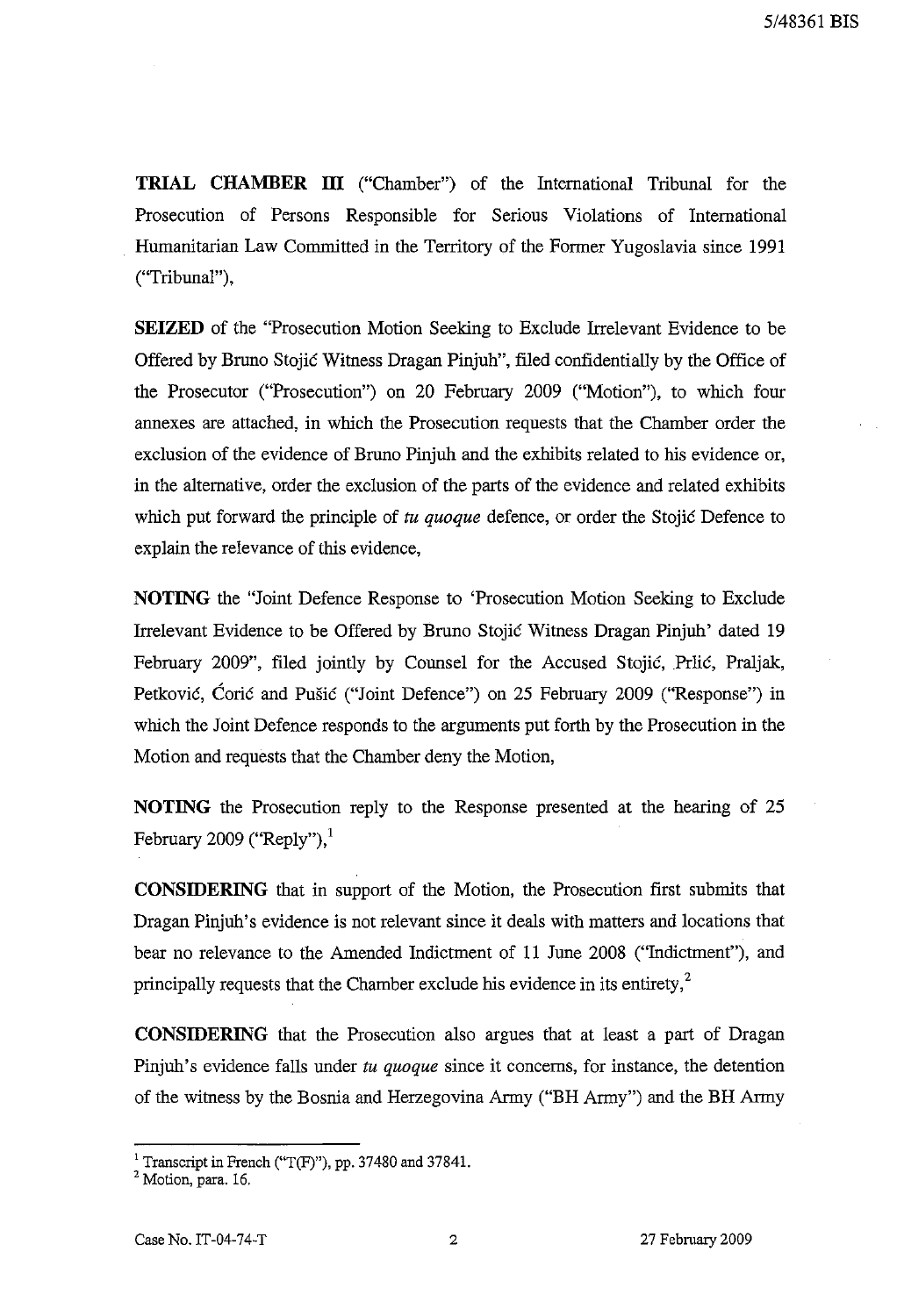**TRIAL CHAMBER III** ("Chamber") of the International Tribunal for the Prosecution of Persons Responsible for Serious Violations of International Humanitarian Law Committed in the Territory of the Former Yugoslavia since 1991 ("Tribunal"),

**SEIZED** of the "Prosecution Motion Seeking to Exclude Irrelevant Evidence to be Offered by Bruno Stojić Witness Dragan Pinjuh", filed confidentially by the Office of the Prosecutor ("Prosecution") on 20 February 2009 ("Motion"), to which four annexes are attached, in which the Prosecution requests that the Chamber order the exclusion of the evidence of Bruno Pinjuh and the exhibits related to his evidence or, in the alternative, order the exclusion of the parts of the evidence and related exhibits which put forward the principle of *tu quoque* defence, or order the Stojić Defence to explain the relevance of this evidence,

**NOTING** the "Joint Defence Response to 'Prosecution Motion Seeking to Exclude Irrelevant Evidence to be Offered by Bruno Stojić Witness Dragan Pinjuh' dated 19 February 2009", filed jointly by Counsel for the Accused Stojić, Prlić, Praljak, Petković, Ćorić and Pušić ("Joint Defence") on 25 February 2009 ("Response") in which the Joint Defence responds to the arguments put forth by the Prosecution in the Motion and requests that the Chamber deny the Motion,

**NOTING** the Prosecution reply to the Response presented at the hearing of 25 February 2009 ("Reply"),[1]

**CONSIDERING** that in support of the Motion, the Prosecution first submits that Dragan Pinjuh's evidence is not relevant since it deals with matters and locations that bear no relevance to the Amended Indictment of 11 June 2008 ("Indictment"), and principally requests that the Chamber exclude his evidence in its entirety,[2]

**CONSIDERING** that the Prosecution also argues that at least a part of Dragan Pinjuh's evidence falls under *tu quoque* since it concerns, for instance, the detention of the witness by the Bosnia and Herzegovina Army ("BH Army") and the BH Army

---

[1] Transcript in French ("T(F)"), pp. 37480 and 37841.

[2] Motion, para. 16.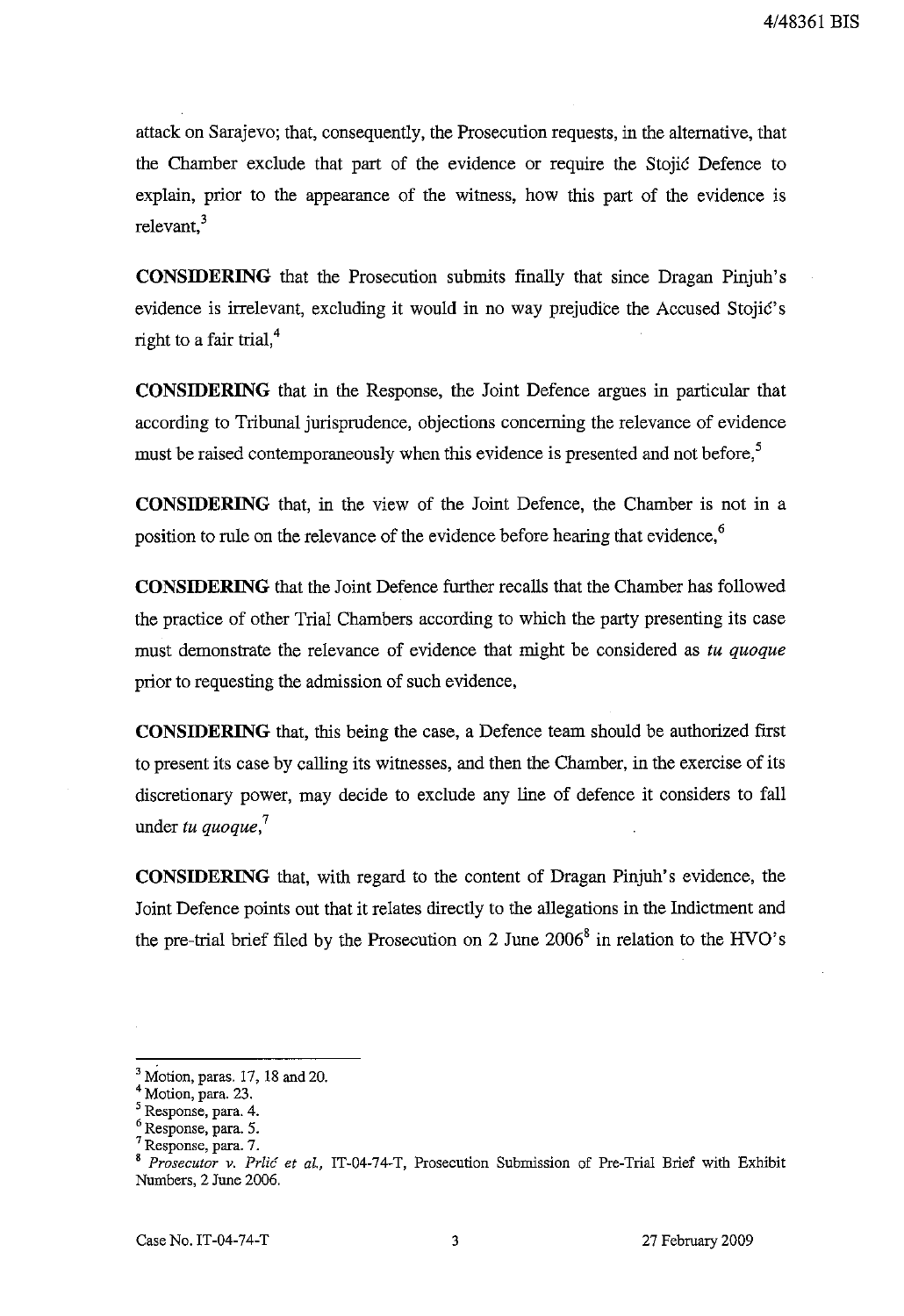attack on Sarajevo; that, consequently, the Prosecution requests, in the alternative, that the Chamber exclude that part of the evidence or require the Stojić Defence to explain, prior to the appearance of the witness, how this part of the evidence is relevant,[3]

**CONSIDERING** that the Prosecution submits finally that since Dragan Pinjuh's evidence is irrelevant, excluding it would in no way prejudice the Accused Stojić's right to a fair trial,[4]

**CONSIDERING** that in the Response, the Joint Defence argues in particular that according to Tribunal jurisprudence, objections concerning the relevance of evidence must be raised contemporaneously when this evidence is presented and not before,[5]

**CONSIDERING** that, in the view of the Joint Defence, the Chamber is not in a position to rule on the relevance of the evidence before hearing that evidence,[6]

**CONSIDERING** that the Joint Defence further recalls that the Chamber has followed the practice of other Trial Chambers according to which the party presenting its case must demonstrate the relevance of evidence that might be considered as *tu quoque* prior to requesting the admission of such evidence,

**CONSIDERING** that, this being the case, a Defence team should be authorized first to present its case by calling its witnesses, and then the Chamber, in the exercise of its discretionary power, may decide to exclude any line of defence it considers to fall under *tu quoque*,[7]

**CONSIDERING** that, with regard to the content of Dragan Pinjuh's evidence, the Joint Defence points out that it relates directly to the allegations in the Indictment and the pre-trial brief filed by the Prosecution on 2 June 2006[8] in relation to the HVO's

---

[3] Motion, paras. 17, 18 and 20.

[4] Motion, para. 23.

[5] Response, para. 4.

[6] Response, para. 5.

[7] Response, para. 7.

[8] *Prosecutor v. Prlić et al.*, IT-04-74-T, Prosecution Submission of Pre-Trial Brief with Exhibit Numbers, 2 June 2006.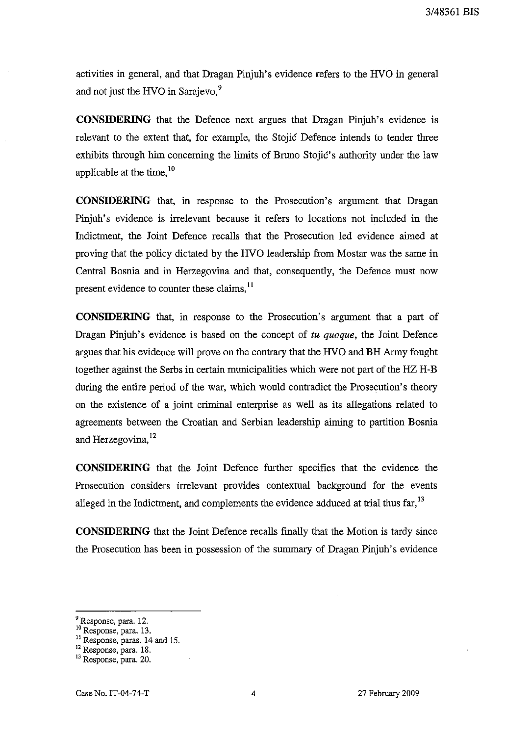activities in general, and that Dragan Pinjuh's evidence refers to the HVO in general and not just the HVO in Sarajevo,[9]

**CONSIDERING** that the Defence next argues that Dragan Pinjuh's evidence is relevant to the extent that, for example, the Stojić Defence intends to tender three exhibits through him concerning the limits of Bruno Stojić's authority under the law applicable at the time,[10]

**CONSIDERING** that, in response to the Prosecution's argument that Dragan Pinjuh's evidence is irrelevant because it refers to locations not included in the Indictment, the Joint Defence recalls that the Prosecution led evidence aimed at proving that the policy dictated by the HVO leadership from Mostar was the same in Central Bosnia and in Herzegovina and that, consequently, the Defence must now present evidence to counter these claims,[11]

**CONSIDERING** that, in response to the Prosecution's argument that a part of Dragan Pinjuh's evidence is based on the concept of *tu quoque*, the Joint Defence argues that his evidence will prove on the contrary that the HVO and BH Army fought together against the Serbs in certain municipalities which were not part of the HZ H-B during the entire period of the war, which would contradict the Prosecution's theory on the existence of a joint criminal enterprise as well as its allegations related to agreements between the Croatian and Serbian leadership aiming to partition Bosnia and Herzegovina,[12]

**CONSIDERING** that the Joint Defence further specifies that the evidence the Prosecution considers irrelevant provides contextual background for the events alleged in the Indictment, and complements the evidence adduced at trial thus far,[13]

**CONSIDERING** that the Joint Defence recalls finally that the Motion is tardy since the Prosecution has been in possession of the summary of Dragan Pinjuh's evidence

---

[9] Response, para. 12.
[10] Response, para. 13.
[11] Response, paras. 14 and 15.
[12] Response, para. 18.
[13] Response, para. 20.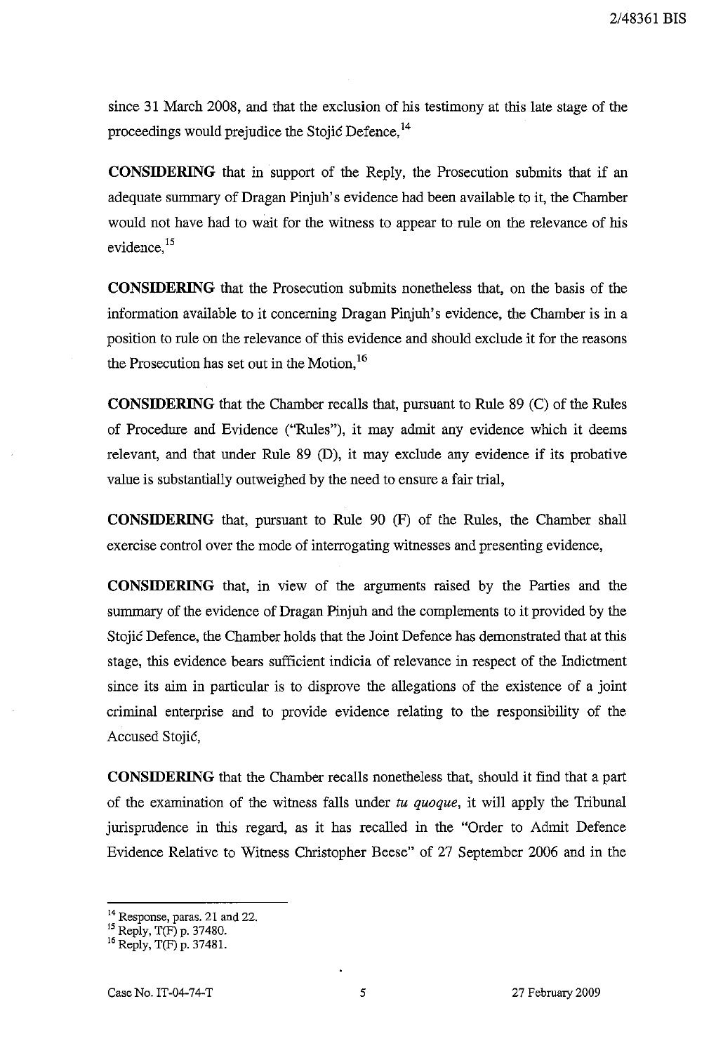since 31 March 2008, and that the exclusion of his testimony at this late stage of the proceedings would prejudice the Stojić Defence,[14]

**CONSIDERING** that in support of the Reply, the Prosecution submits that if an adequate summary of Dragan Pinjuh's evidence had been available to it, the Chamber would not have had to wait for the witness to appear to rule on the relevance of his evidence,[15]

**CONSIDERING** that the Prosecution submits nonetheless that, on the basis of the information available to it concerning Dragan Pinjuh's evidence, the Chamber is in a position to rule on the relevance of this evidence and should exclude it for the reasons the Prosecution has set out in the Motion,[16]

**CONSIDERING** that the Chamber recalls that, pursuant to Rule 89 (C) of the Rules of Procedure and Evidence ("Rules"), it may admit any evidence which it deems relevant, and that under Rule 89 (D), it may exclude any evidence if its probative value is substantially outweighed by the need to ensure a fair trial,

**CONSIDERING** that, pursuant to Rule 90 (F) of the Rules, the Chamber shall exercise control over the mode of interrogating witnesses and presenting evidence,

**CONSIDERING** that, in view of the arguments raised by the Parties and the summary of the evidence of Dragan Pinjuh and the complements to it provided by the Stojić Defence, the Chamber holds that the Joint Defence has demonstrated that at this stage, this evidence bears sufficient indicia of relevance in respect of the Indictment since its aim in particular is to disprove the allegations of the existence of a joint criminal enterprise and to provide evidence relating to the responsibility of the Accused Stojić,

**CONSIDERING** that the Chamber recalls nonetheless that, should it find that a part of the examination of the witness falls under *tu quoque*, it will apply the Tribunal jurisprudence in this regard, as it has recalled in the "Order to Admit Defence Evidence Relative to Witness Christopher Beese" of 27 September 2006 and in the

---

[14] Response, paras. 21 and 22.

[15] Reply, T(F) p. 37480.

[16] Reply, T(F) p. 37481.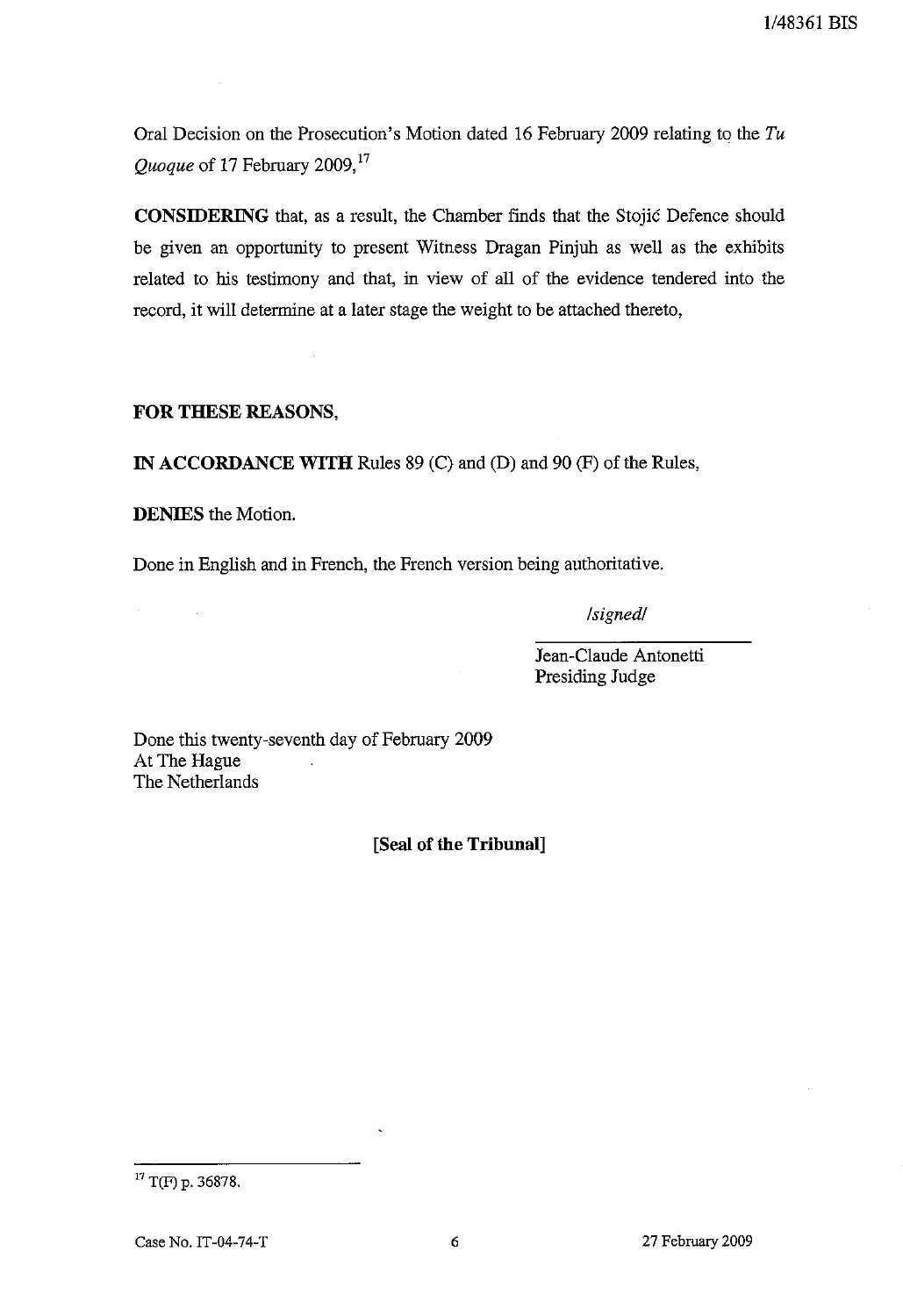Oral Decision on the Prosecution's Motion dated 16 February 2009 relating to the *Tu Quoque* of 17 February 2009,[17]

**CONSIDERING** that, as a result, the Chamber finds that the Stojić Defence should be given an opportunity to present Witness Dragan Pinjuh as well as the exhibits related to his testimony and that, in view of all of the evidence tendered into the record, it will determine at a later stage the weight to be attached thereto,

**FOR THESE REASONS,**

**IN ACCORDANCE WITH** Rules 89 (C) and (D) and 90 (F) of the Rules,

**DENIES** the Motion.

Done in English and in French, the French version being authoritative.

*/signed/*

Jean-Claude Antonetti
Presiding Judge

Done this twenty-seventh day of February 2009
At The Hague
The Netherlands

**[Seal of the Tribunal]**

---

[17] T(F) p. 36878.